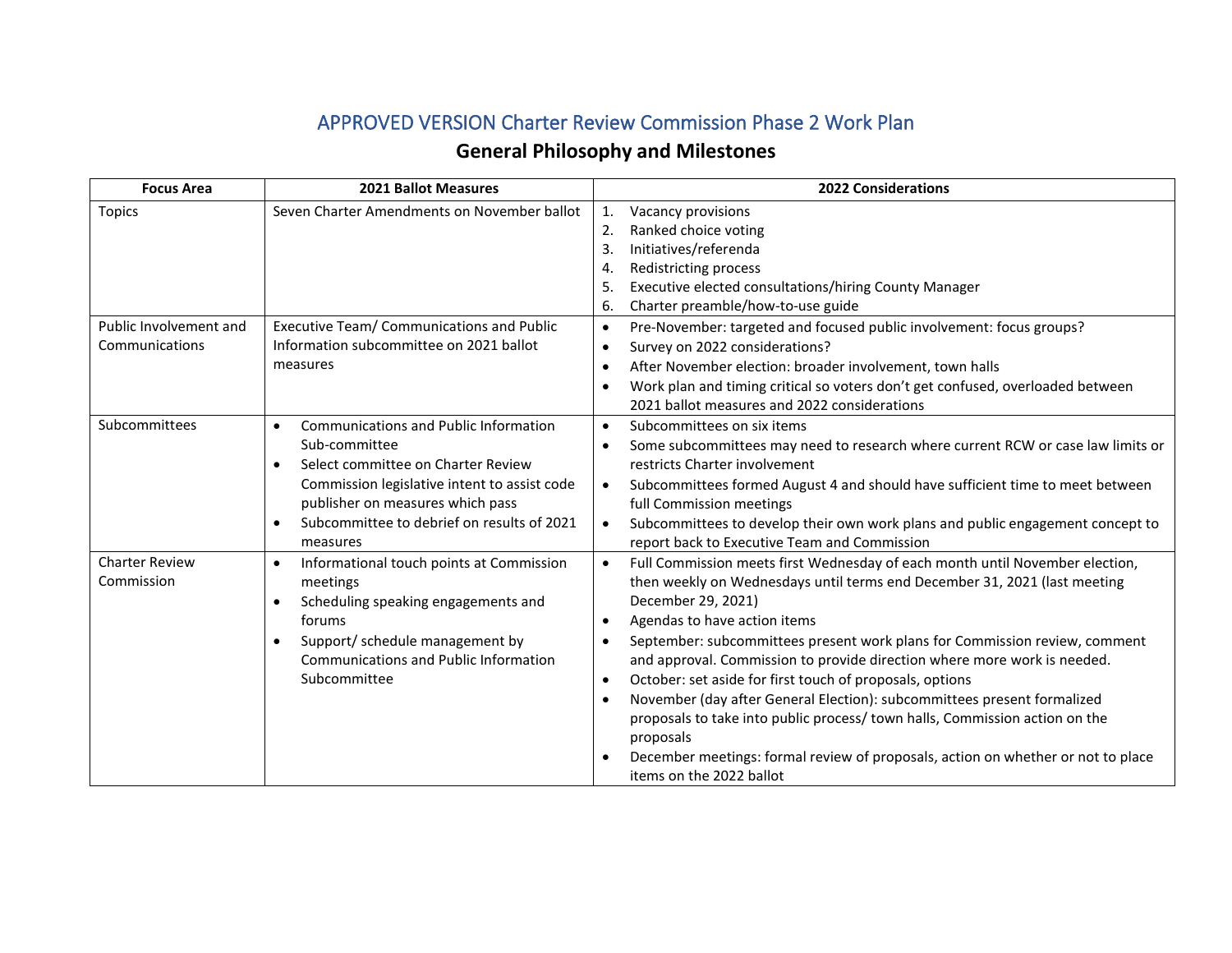# APPROVED VERSION Charter Review Commission Phase 2 Work Plan

## General Philosophy and Milestones

| Focus Area | 2021 Ballot Measures | 2022 Considerations |
|---|---|---|
| Topics | Seven Charter Amendments on November ballot | 1. Vacancy provisions<br>2. Ranked choice voting<br>3. Initiatives/referenda<br>4. Redistricting process<br>5. Executive elected consultations/hiring County Manager<br>6. Charter preamble/how-to-use guide |
| Public Involvement and Communications | Executive Team/ Communications and Public Information subcommittee on 2021 ballot measures | • Pre-November: targeted and focused public involvement: focus groups?<br>• Survey on 2022 considerations?<br>• After November election: broader involvement, town halls<br>• Work plan and timing critical so voters don't get confused, overloaded between 2021 ballot measures and 2022 considerations |
| Subcommittees | • Communications and Public Information Sub-committee<br>• Select committee on Charter Review Commission legislative intent to assist code publisher on measures which pass<br>• Subcommittee to debrief on results of 2021 measures | • Subcommittees on six items<br>• Some subcommittees may need to research where current RCW or case law limits or restricts Charter involvement<br>• Subcommittees formed August 4 and should have sufficient time to meet between full Commission meetings<br>• Subcommittees to develop their own work plans and public engagement concept to report back to Executive Team and Commission |
| Charter Review Commission | • Informational touch points at Commission meetings<br>• Scheduling speaking engagements and forums<br>• Support/ schedule management by Communications and Public Information Subcommittee | • Full Commission meets first Wednesday of each month until November election, then weekly on Wednesdays until terms end December 31, 2021 (last meeting December 29, 2021)<br>• Agendas to have action items<br>• September: subcommittees present work plans for Commission review, comment and approval. Commission to provide direction where more work is needed.<br>• October: set aside for first touch of proposals, options<br>• November (day after General Election): subcommittees present formalized proposals to take into public process/ town halls, Commission action on the proposals<br>• December meetings: formal review of proposals, action on whether or not to place items on the 2022 ballot |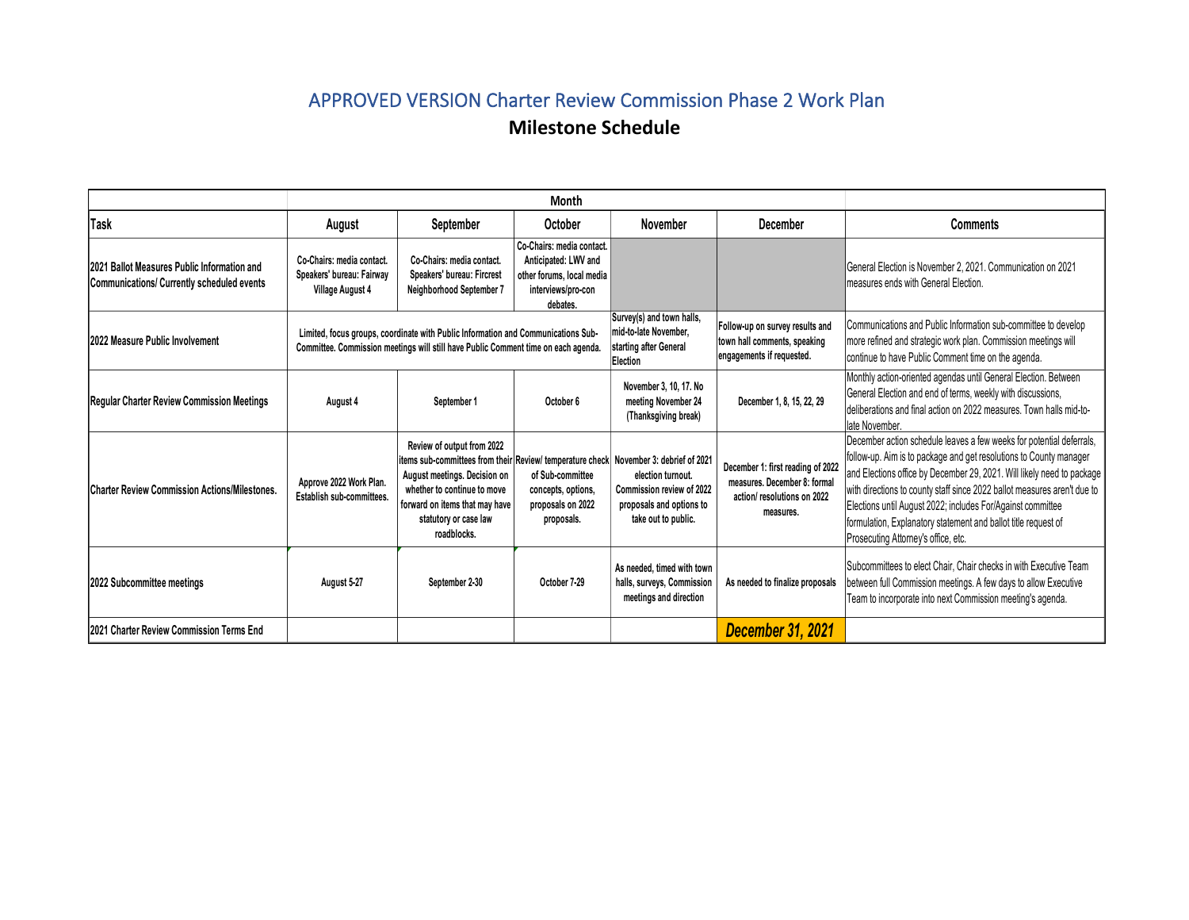# APPROVED VERSION Charter Review Commission Phase 2 Work Plan

## Milestone Schedule

| | Month | | | | | |
|---|---|---|---|---|---|---|
| Task | August | September | October | November | December | Comments |
| 2021 Ballot Measures Public Information and Communications/ Currently scheduled events | Co-Chairs: media contact. Speakers' bureau: Fairway Village August 4 | Co-Chairs: media contact. Speakers' bureau: Fircrest Neighborhood September 7 | Co-Chairs: media contact. Anticipated: LWV and other forums, local media interviews/pro-con debates. | | | General Election is November 2, 2021. Communication on 2021 measures ends with General Election. |
| 2022 Measure Public Involvement | Limited, focus groups, coordinate with Public Information and Communications Sub-Committee. Commission meetings will still have Public Comment time on each agenda. | | | Survey(s) and town halls, mid-to-late November, starting after General Election | Follow-up on survey results and town hall comments, speaking engagements if requested. | Communications and Public Information sub-committee to develop more refined and strategic work plan. Commission meetings will continue to have Public Comment time on the agenda. |
| Regular Charter Review Commission Meetings | August 4 | September 1 | October 6 | November 3, 10, 17. No meeting November 24 (Thanksgiving break) | December 1, 8, 15, 22, 29 | Monthly action-oriented agendas until General Election. Between General Election and end of terms, weekly with discussions, deliberations and final action on 2022 measures. Town halls mid-to-late November. |
| Charter Review Commission Actions/Milestones. | Approve 2022 Work Plan. Establish sub-committees. | Review of output from 2022 items sub-committees from their August meetings. Decision on whether to continue to move forward on items that may have statutory or case law roadblocks. | Review/ temperature check of Sub-committee concepts, options, proposals on 2022 proposals. | November 3: debrief of 2021 election turnout. Commission review of 2022 proposals and options to take out to public. | December 1: first reading of 2022 measures. December 8: formal action/ resolutions on 2022 measures. | December action schedule leaves a few weeks for potential deferrals, follow-up. Aim is to package and get resolutions to County manager and Elections office by December 29, 2021. Will likely need to package with directions to county staff since 2022 ballot measures aren't due to Elections until August 2022; includes For/Against committee formulation, Explanatory statement and ballot title request of Prosecuting Attorney's office, etc. |
| 2022 Subcommittee meetings | August 5-27 | September 2-30 | October 7-29 | As needed, timed with town halls, surveys, Commission meetings and direction | As needed to finalize proposals | Subcommittees to elect Chair, Chair checks in with Executive Team between full Commission meetings. A few days to allow Executive Team to incorporate into next Commission meeting's agenda. |
| 2021 Charter Review Commission Terms End | | | | | ***December 31, 2021*** | |